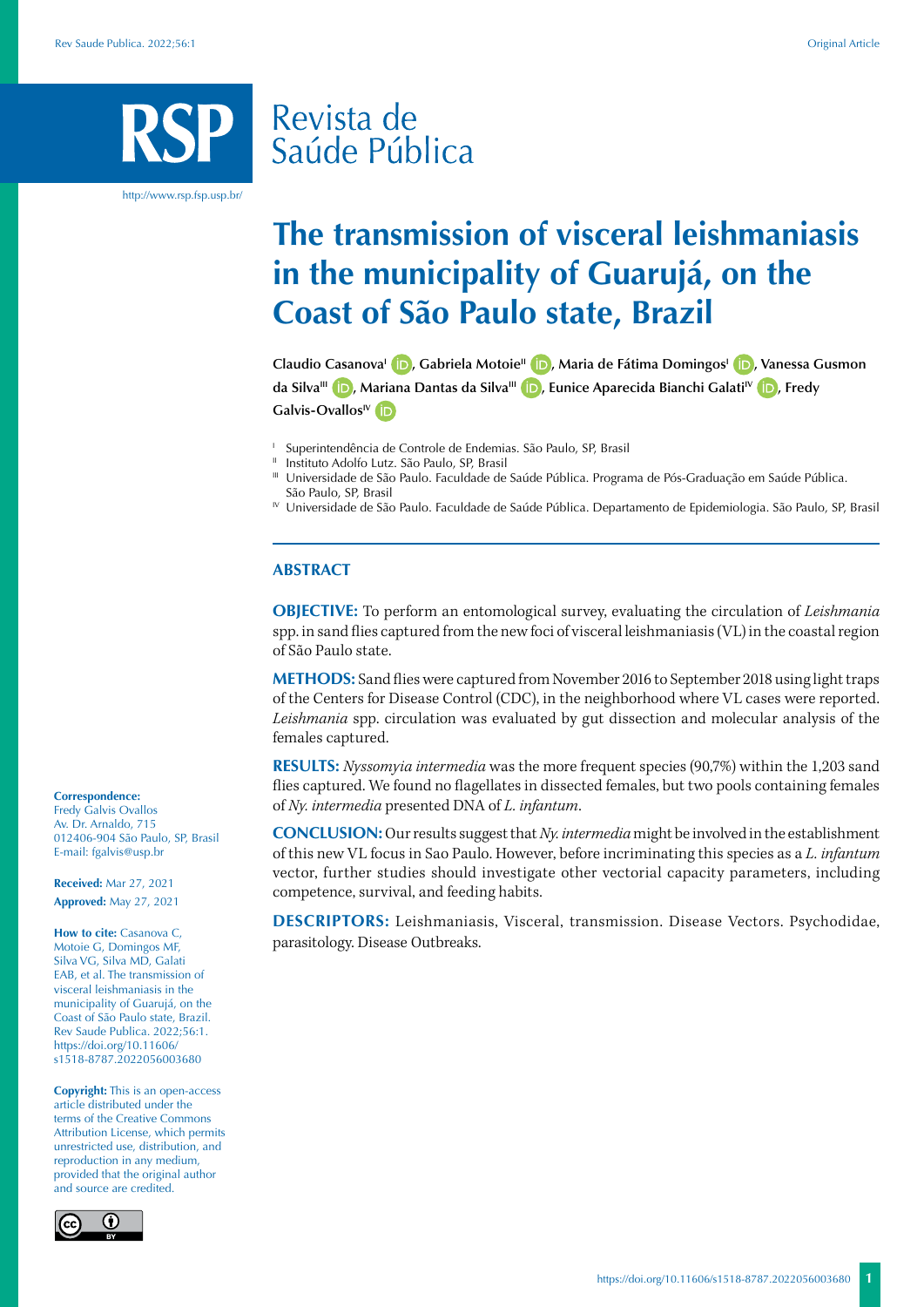# The transmission of visceral leishmaniasis in the municipality of Guarujá, on the Coast of São Paulo state, Brazil

**Claudio Casanova[I], Gabriela Motoie[II], Maria de Fátima Domingos[I], Vanessa Gusmon da Silva[III], Mariana Dantas da Silva[III], Eunice Aparecida Bianchi Galati[IV], Fredy Galvis-Ovallos[IV]**

[I] Superintendência de Controle de Endemias. São Paulo, SP, Brasil
[II] Instituto Adolfo Lutz. São Paulo, SP, Brasil
[III] Universidade de São Paulo. Faculdade de Saúde Pública. Programa de Pós-Graduação em Saúde Pública. São Paulo, SP, Brasil
[IV] Universidade de São Paulo. Faculdade de Saúde Pública. Departamento de Epidemiologia. São Paulo, SP, Brasil

## ABSTRACT

**OBJECTIVE:** To perform an entomological survey, evaluating the circulation of *Leishmania* spp. in sand flies captured from the new foci of visceral leishmaniasis (VL) in the coastal region of São Paulo state.

**METHODS:** Sand flies were captured from November 2016 to September 2018 using light traps of the Centers for Disease Control (CDC), in the neighborhood where VL cases were reported. *Leishmania* spp. circulation was evaluated by gut dissection and molecular analysis of the females captured.

**RESULTS:** *Nyssomyia intermedia* was the more frequent species (90,7%) within the 1,203 sand flies captured. We found no flagellates in dissected females, but two pools containing females of *Ny. intermedia* presented DNA of *L. infantum*.

**CONCLUSION:** Our results suggest that *Ny. intermedia* might be involved in the establishment of this new VL focus in Sao Paulo. However, before incriminating this species as a *L. infantum* vector, further studies should investigate other vectorial capacity parameters, including competence, survival, and feeding habits.

**DESCRIPTORS:** Leishmaniasis, Visceral, transmission. Disease Vectors. Psychodidae, parasitology. Disease Outbreaks.

**Correspondence:**
Fredy Galvis Ovallos
Av. Dr. Arnaldo, 715
012406-904 São Paulo, SP, Brasil
E-mail: fgalvis@usp.br

**Received:** Mar 27, 2021
**Approved:** May 27, 2021

**How to cite:** Casanova C, Motoie G, Domingos MF, Silva VG, Silva MD, Galati EAB, et al. The transmission of visceral leishmaniasis in the municipality of Guarujá, on the Coast of São Paulo state, Brazil. Rev Saude Publica. 2022;56:1. https://doi.org/10.11606/s1518-8787.2022056003680

**Copyright:** This is an open-access article distributed under the terms of the Creative Commons Attribution License, which permits unrestricted use, distribution, and reproduction in any medium, provided that the original author and source are credited.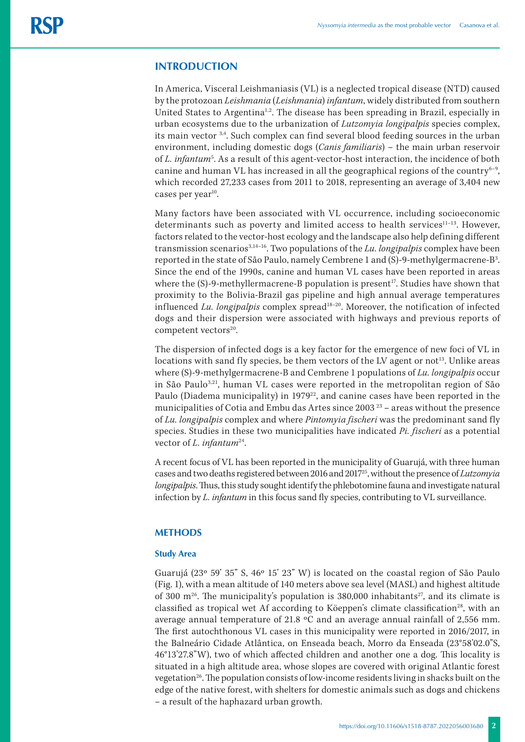## INTRODUCTION

In America, Visceral Leishmaniasis (VL) is a neglected tropical disease (NTD) caused by the protozoan *Leishmania* (*Leishmania*) *infantum*, widely distributed from southern United States to Argentina[1,2]. The disease has been spreading in Brazil, especially in urban ecosystems due to the urbanization of *Lutzomyia longipalpis* species complex, its main vector [3,4]. Such complex can find several blood feeding sources in the urban environment, including domestic dogs (*Canis familiaris*) – the main urban reservoir of *L. infantum*[5]. As a result of this agent-vector-host interaction, the incidence of both canine and human VL has increased in all the geographical regions of the country[6–9], which recorded 27,233 cases from 2011 to 2018, representing an average of 3,404 new cases per year[10].

Many factors have been associated with VL occurrence, including socioeconomic determinants such as poverty and limited access to health services[11–13]. However, factors related to the vector-host ecology and the landscape also help defining different transmission scenarios[3,14–16]. Two populations of the *Lu. longipalpis* complex have been reported in the state of São Paulo, namely Cembrene 1 and (S)-9-methylgermacrene-B[3]. Since the end of the 1990s, canine and human VL cases have been reported in areas where the (S)-9-methyllermacrene-B population is present[17]. Studies have shown that proximity to the Bolivia-Brazil gas pipeline and high annual average temperatures influenced *Lu. longipalpis* complex spread[18–20]. Moreover, the notification of infected dogs and their dispersion were associated with highways and previous reports of competent vectors[20].

The dispersion of infected dogs is a key factor for the emergence of new foci of VL in locations with sand fly species, be them vectors of the LV agent or not[13]. Unlike areas where (S)-9-methylgermacrene-B and Cembrene 1 populations of *Lu. longipalpis* occur in São Paulo[3,21], human VL cases were reported in the metropolitan region of São Paulo (Diadema municipality) in 1979[22], and canine cases have been reported in the municipalities of Cotia and Embu das Artes since 2003 [23] – areas without the presence of *Lu. longipalpis* complex and where *Pintomyia fischeri* was the predominant sand fly species. Studies in these two municipalities have indicated *Pi. fischeri* as a potential vector of *L. infantum*[24].

A recent focus of VL has been reported in the municipality of Guarujá, with three human cases and two deaths registered between 2016 and 2017[25], without the presence of *Lutzomyia longipalpis*. Thus, this study sought identify the phlebotomine fauna and investigate natural infection by *L. infantum* in this focus sand fly species, contributing to VL surveillance.

## METHODS

### Study Area

Guarujá (23º 59' 35" S, 46º 15' 23" W) is located on the coastal region of São Paulo (Fig. 1), with a mean altitude of 140 meters above sea level (MASL) and highest altitude of 300 m[26]. The municipality's population is 380,000 inhabitants[27], and its climate is classified as tropical wet Af according to Köeppen's climate classification[28], with an average annual temperature of 21.8 ºC and an average annual rainfall of 2,556 mm. The first autochthonous VL cases in this municipality were reported in 2016/2017, in the Balneário Cidade Atlântica, on Enseada beach, Morro da Enseada (23°58'02.0"S, 46°13'27.8"W), two of which affected children and another one a dog. This locality is situated in a high altitude area, whose slopes are covered with original Atlantic forest vegetation[26]. The population consists of low-income residents living in shacks built on the edge of the native forest, with shelters for domestic animals such as dogs and chickens – a result of the haphazard urban growth.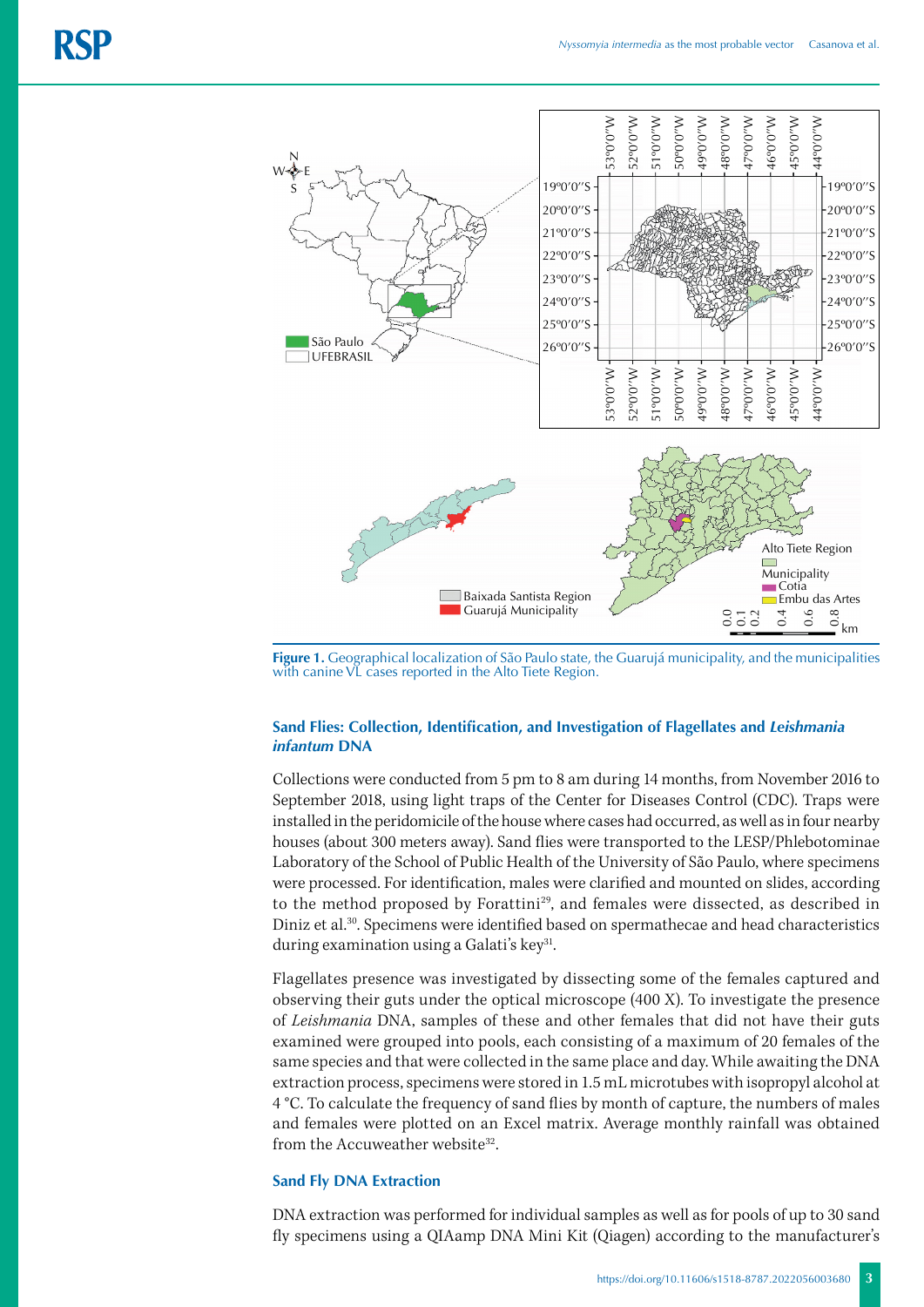Figure 1. Geographical localization of São Paulo state, the Guarujá municipality, and the municipalities with canine VL cases reported in the Alto Tiete Region.

### Sand Flies: Collection, Identification, and Investigation of Flagellates and *Leishmania infantum* DNA

Collections were conducted from 5 pm to 8 am during 14 months, from November 2016 to September 2018, using light traps of the Center for Diseases Control (CDC). Traps were installed in the peridomicile of the house where cases had occurred, as well as in four nearby houses (about 300 meters away). Sand flies were transported to the LESP/Phlebotominae Laboratory of the School of Public Health of the University of São Paulo, where specimens were processed. For identification, males were clarified and mounted on slides, according to the method proposed by Forattini[29], and females were dissected, as described in Diniz et al.[30]. Specimens were identified based on spermathecae and head characteristics during examination using a Galati's key[31].

Flagellates presence was investigated by dissecting some of the females captured and observing their guts under the optical microscope (400 X). To investigate the presence of *Leishmania* DNA, samples of these and other females that did not have their guts examined were grouped into pools, each consisting of a maximum of 20 females of the same species and that were collected in the same place and day. While awaiting the DNA extraction process, specimens were stored in 1.5 mL microtubes with isopropyl alcohol at 4 °C. To calculate the frequency of sand flies by month of capture, the numbers of males and females were plotted on an Excel matrix. Average monthly rainfall was obtained from the Accuweather website[32].

### Sand Fly DNA Extraction

DNA extraction was performed for individual samples as well as for pools of up to 30 sand fly specimens using a QIAamp DNA Mini Kit (Qiagen) according to the manufacturer's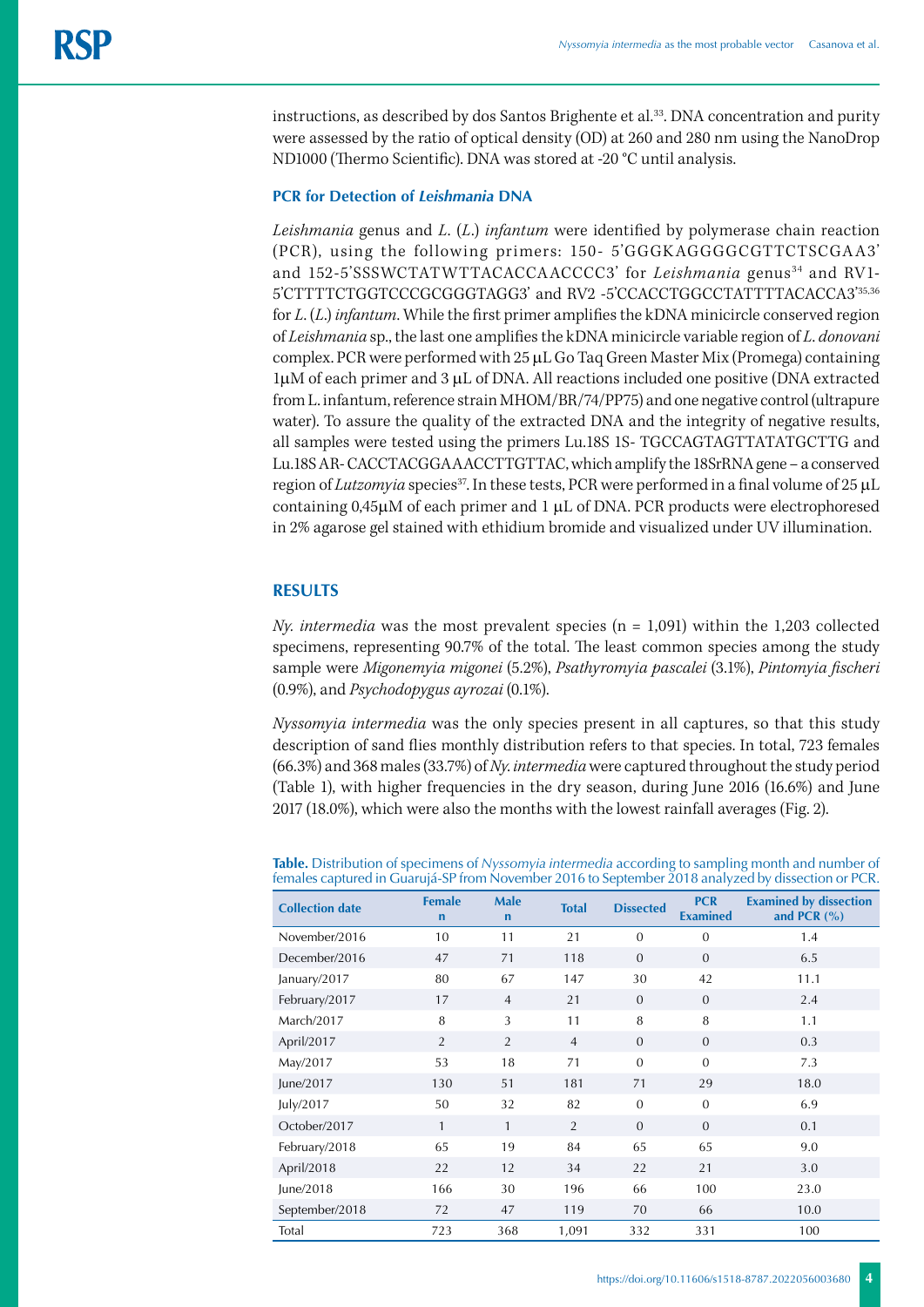instructions, as described by dos Santos Brighente et al.[33]. DNA concentration and purity were assessed by the ratio of optical density (OD) at 260 and 280 nm using the NanoDrop ND1000 (Thermo Scientific). DNA was stored at -20 °C until analysis.

### PCR for Detection of *Leishmania* DNA

*Leishmania* genus and *L.* (*L.*) *infantum* were identified by polymerase chain reaction (PCR), using the following primers: 150- 5'GGGKAGGGGCGTTCTSCGAA3' and 152-5'SSSWCTATWTTACACCAACCCC3' for *Leishmania* genus[34] and RV1-5'CTTTTCTGGTCCCGCGGGTAGG3' and RV2 -5'CCACCTGGCCTATTTTACACCA3'[35,36] for *L.* (*L.*) *infantum*. While the first primer amplifies the kDNA minicircle conserved region of *Leishmania* sp., the last one amplifies the kDNA minicircle variable region of *L. donovani* complex. PCR were performed with 25 µL Go Taq Green Master Mix (Promega) containing 1µM of each primer and 3 µL of DNA. All reactions included one positive (DNA extracted from L. infantum, reference strain MHOM/BR/74/PP75) and one negative control (ultrapure water). To assure the quality of the extracted DNA and the integrity of negative results, all samples were tested using the primers Lu.18S 1S- TGCCAGTAGTTATATGCTTG and Lu.18S AR- CACCTACGGAAACCTTGTTAC, which amplify the 18SrRNA gene – a conserved region of *Lutzomyia* species[37]. In these tests, PCR were performed in a final volume of 25 µL containing 0,45µM of each primer and 1 µL of DNA. PCR products were electrophoresed in 2% agarose gel stained with ethidium bromide and visualized under UV illumination.

## RESULTS

*Ny. intermedia* was the most prevalent species (n = 1,091) within the 1,203 collected specimens, representing 90.7% of the total. The least common species among the study sample were *Migonemyia migonei* (5.2%), *Psathyromyia pascalei* (3.1%), *Pintomyia fischeri* (0.9%), and *Psychodopygus ayrozai* (0.1%).

*Nyssomyia intermedia* was the only species present in all captures, so that this study description of sand flies monthly distribution refers to that species. In total, 723 females (66.3%) and 368 males (33.7%) of *Ny. intermedia* were captured throughout the study period (Table 1), with higher frequencies in the dry season, during June 2016 (16.6%) and June 2017 (18.0%), which were also the months with the lowest rainfall averages (Fig. 2).

**Table.** Distribution of specimens of *Nyssomyia intermedia* according to sampling month and number of females captured in Guarujá-SP from November 2016 to September 2018 analyzed by dissection or PCR.

| Collection date | Female n | Male n | Total | Dissected | PCR Examined | Examined by dissection and PCR (%) |
|---|---|---|---|---|---|---|
| November/2016 | 10 | 11 | 21 | 0 | 0 | 1.4 |
| December/2016 | 47 | 71 | 118 | 0 | 0 | 6.5 |
| January/2017 | 80 | 67 | 147 | 30 | 42 | 11.1 |
| February/2017 | 17 | 4 | 21 | 0 | 0 | 2.4 |
| March/2017 | 8 | 3 | 11 | 8 | 8 | 1.1 |
| April/2017 | 2 | 2 | 4 | 0 | 0 | 0.3 |
| May/2017 | 53 | 18 | 71 | 0 | 0 | 7.3 |
| June/2017 | 130 | 51 | 181 | 71 | 29 | 18.0 |
| July/2017 | 50 | 32 | 82 | 0 | 0 | 6.9 |
| October/2017 | 1 | 1 | 2 | 0 | 0 | 0.1 |
| February/2018 | 65 | 19 | 84 | 65 | 65 | 9.0 |
| April/2018 | 22 | 12 | 34 | 22 | 21 | 3.0 |
| June/2018 | 166 | 30 | 196 | 66 | 100 | 23.0 |
| September/2018 | 72 | 47 | 119 | 70 | 66 | 10.0 |
| Total | 723 | 368 | 1,091 | 332 | 331 | 100 |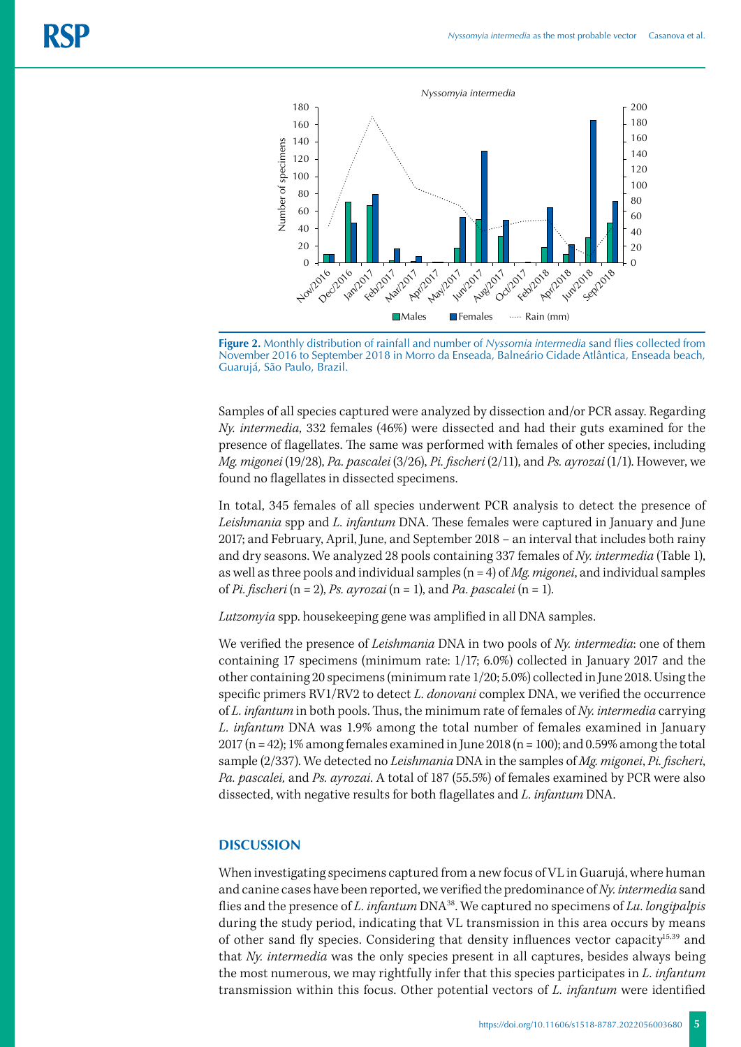**Figure 2.** Monthly distribution of rainfall and number of *Nyssomia intermedia* sand flies collected from November 2016 to September 2018 in Morro da Enseada, Balneário Cidade Atlântica, Enseada beach, Guarujá, São Paulo, Brazil.

Samples of all species captured were analyzed by dissection and/or PCR assay. Regarding *Ny. intermedia,* 332 females (46%) were dissected and had their guts examined for the presence of flagellates. The same was performed with females of other species, including *Mg. migonei* (19/28), *Pa. pascalei* (3/26), *Pi. fischeri* (2/11), and *Ps. ayrozai* (1/1). However, we found no flagellates in dissected specimens.

In total, 345 females of all species underwent PCR analysis to detect the presence of *Leishmania* spp and *L. infantum* DNA. These females were captured in January and June 2017; and February, April, June, and September 2018 – an interval that includes both rainy and dry seasons. We analyzed 28 pools containing 337 females of *Ny. intermedia* (Table 1), as well as three pools and individual samples (n = 4) of *Mg. migonei*, and individual samples of *Pi. fischeri* (n = 2), *Ps. ayrozai* (n = 1), and *Pa. pascalei* (n = 1).

*Lutzomyia* spp. housekeeping gene was amplified in all DNA samples.

We verified the presence of *Leishmania* DNA in two pools of *Ny. intermedia*: one of them containing 17 specimens (minimum rate: 1/17; 6.0%) collected in January 2017 and the other containing 20 specimens (minimum rate 1/20; 5.0%) collected in June 2018. Using the specific primers RV1/RV2 to detect *L. donovani* complex DNA, we verified the occurrence of *L. infantum* in both pools. Thus, the minimum rate of females of *Ny. intermedia* carrying *L. infantum* DNA was 1.9% among the total number of females examined in January 2017 (n = 42); 1% among females examined in June 2018 (n = 100); and 0.59% among the total sample (2/337). We detected no *Leishmania* DNA in the samples of *Mg. migonei*, *Pi. fischeri*, *Pa. pascalei,* and *Ps. ayrozai*. A total of 187 (55.5%) of females examined by PCR were also dissected, with negative results for both flagellates and *L. infantum* DNA.

## DISCUSSION

When investigating specimens captured from a new focus of VL in Guarujá, where human and canine cases have been reported, we verified the predominance of *Ny. intermedia* sand flies and the presence of *L. infantum* DNA[38]. We captured no specimens of *Lu. longipalpis* during the study period, indicating that VL transmission in this area occurs by means of other sand fly species. Considering that density influences vector capacity[15,39] and that *Ny. intermedia* was the only species present in all captures, besides always being the most numerous, we may rightfully infer that this species participates in *L. infantum* transmission within this focus. Other potential vectors of *L. infantum* were identified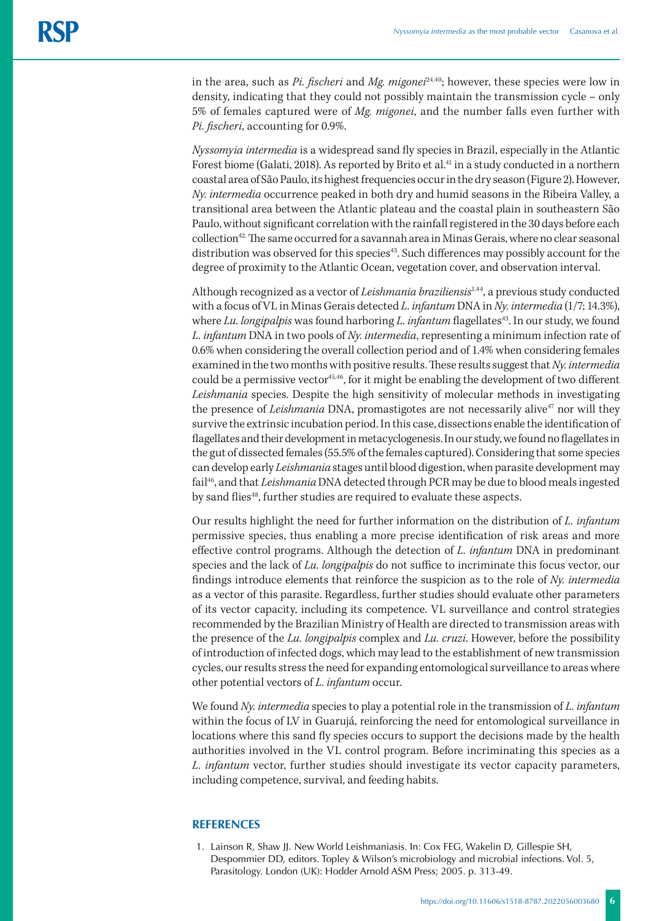in the area, such as *Pi. fischeri* and *Mg. migonei*[24,40]; however, these species were low in density, indicating that they could not possibly maintain the transmission cycle – only 5% of females captured were of *Mg. migonei*, and the number falls even further with *Pi. fischeri*, accounting for 0.9%.

*Nyssomyia intermedia* is a widespread sand fly species in Brazil, especially in the Atlantic Forest biome (Galati, 2018). As reported by Brito et al.[41] in a study conducted in a northern coastal area of São Paulo, its highest frequencies occur in the dry season (Figure 2). However, *Ny. intermedia* occurrence peaked in both dry and humid seasons in the Ribeira Valley, a transitional area between the Atlantic plateau and the coastal plain in southeastern São Paulo, without significant correlation with the rainfall registered in the 30 days before each collection[42]. The same occurred for a savannah area in Minas Gerais, where no clear seasonal distribution was observed for this species[43]. Such differences may possibly account for the degree of proximity to the Atlantic Ocean, vegetation cover, and observation interval.

Although recognized as a vector of *Leishmania braziliensis*[1,44], a previous study conducted with a focus of VL in Minas Gerais detected *L. infantum* DNA in *Ny. intermedia* (1/7; 14.3%), where *Lu. longipalpis* was found harboring *L. infantum* flagellates[43]. In our study, we found *L. infantum* DNA in two pools of *Ny. intermedia*, representing a minimum infection rate of 0.6% when considering the overall collection period and of 1.4% when considering females examined in the two months with positive results. These results suggest that *Ny. intermedia* could be a permissive vector[45,46], for it might be enabling the development of two different *Leishmania* species. Despite the high sensitivity of molecular methods in investigating the presence of *Leishmania* DNA, promastigotes are not necessarily alive[47] nor will they survive the extrinsic incubation period. In this case, dissections enable the identification of flagellates and their development in metacyclogenesis. In our study, we found no flagellates in the gut of dissected females (55.5% of the females captured). Considering that some species can develop early *Leishmania* stages until blood digestion, when parasite development may fail[46], and that *Leishmania* DNA detected through PCR may be due to blood meals ingested by sand flies[48], further studies are required to evaluate these aspects.

Our results highlight the need for further information on the distribution of *L. infantum* permissive species, thus enabling a more precise identification of risk areas and more effective control programs. Although the detection of *L. infantum* DNA in predominant species and the lack of *Lu. longipalpis* do not suffice to incriminate this focus vector, our findings introduce elements that reinforce the suspicion as to the role of *Ny. intermedia* as a vector of this parasite. Regardless, further studies should evaluate other parameters of its vector capacity, including its competence. VL surveillance and control strategies recommended by the Brazilian Ministry of Health are directed to transmission areas with the presence of the *Lu. longipalpis* complex and *Lu. cruzi*. However, before the possibility of introduction of infected dogs, which may lead to the establishment of new transmission cycles, our results stress the need for expanding entomological surveillance to areas where other potential vectors of *L. infantum* occur.

We found *Ny. intermedia* species to play a potential role in the transmission of *L. infantum* within the focus of LV in Guarujá, reinforcing the need for entomological surveillance in locations where this sand fly species occurs to support the decisions made by the health authorities involved in the VL control program. Before incriminating this species as a *L. infantum* vector, further studies should investigate its vector capacity parameters, including competence, survival, and feeding habits.

## REFERENCES

1. Lainson R, Shaw JJ. New World Leishmaniasis. In: Cox FEG, Wakelin D, Gillespie SH, Despommier DD, editors. Topley & Wilson's microbiology and microbial infections. Vol. 5, Parasitology. London (UK): Hodder Arnold ASM Press; 2005. p. 313-49.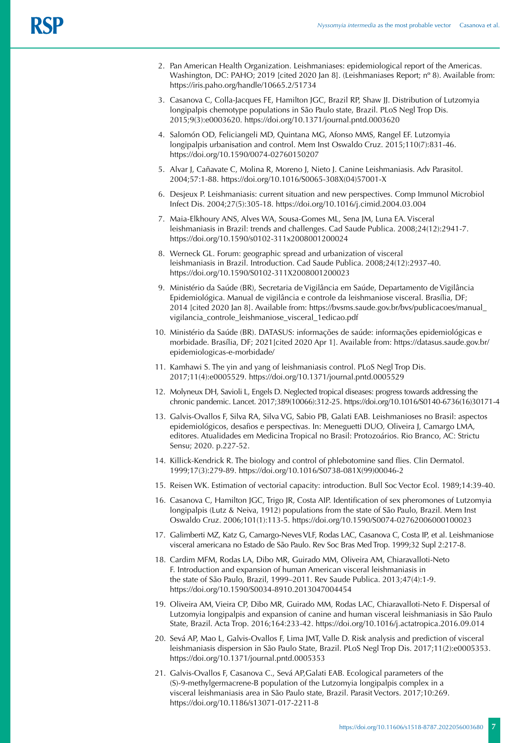2. Pan American Health Organization. Leishmaniases: epidemiological report of the Americas. Washington, DC: PAHO; 2019 [cited 2020 Jan 8]. (Leishmaniases Report; nº 8). Available from: https://iris.paho.org/handle/10665.2/51734

3. Casanova C, Colla-Jacques FE, Hamilton JGC, Brazil RP, Shaw JJ. Distribution of Lutzomyia longipalpis chemotype populations in São Paulo state, Brazil. PLoS Negl Trop Dis. 2015;9(3):e0003620. https://doi.org/10.1371/journal.pntd.0003620

4. Salomón OD, Feliciangeli MD, Quintana MG, Afonso MMS, Rangel EF. Lutzomyia longipalpis urbanisation and control. Mem Inst Oswaldo Cruz. 2015;110(7):831-46. https://doi.org/10.1590/0074-02760150207

5. Alvar J, Cañavate C, Molina R, Moreno J, Nieto J. Canine Leishmaniasis. Adv Parasitol. 2004;57:1-88. https://doi.org/10.1016/S0065-308X(04)57001-X

6. Desjeux P. Leishmaniasis: current situation and new perspectives. Comp Immunol Microbiol Infect Dis. 2004;27(5):305-18. https://doi.org/10.1016/j.cimid.2004.03.004

7. Maia-Elkhoury ANS, Alves WA, Sousa-Gomes ML, Sena JM, Luna EA. Visceral leishmaniasis in Brazil: trends and challenges. Cad Saude Publica. 2008;24(12):2941-7. https://doi.org/10.1590/s0102-311x2008001200024

8. Werneck GL. Forum: geographic spread and urbanization of visceral leishmaniasis in Brazil. Introduction. Cad Saude Publica. 2008;24(12):2937-40. https://doi.org/10.1590/S0102-311X2008001200023

9. Ministério da Saúde (BR), Secretaria de Vigilância em Saúde, Departamento de Vigilância Epidemiológica. Manual de vigilância e controle da leishmaniose visceral. Brasília, DF; 2014 [cited 2020 Jan 8]. Available from: https://bvsms.saude.gov.br/bvs/publicacoes/manual_vigilancia_controle_leishmaniose_visceral_1edicao.pdf

10. Ministério da Saúde (BR). DATASUS: informações de saúde: informações epidemiológicas e morbidade. Brasília, DF; 2021[cited 2020 Apr 1]. Available from: https://datasus.saude.gov.br/epidemiologicas-e-morbidade/

11. Kamhawi S. The yin and yang of leishmaniasis control. PLoS Negl Trop Dis. 2017;11(4):e0005529. https://doi.org/10.1371/journal.pntd.0005529

12. Molyneux DH, Savioli L, Engels D. Neglected tropical diseases: progress towards addressing the chronic pandemic. Lancet. 2017;389(10066):312-25. https://doi.org/10.1016/S0140-6736(16)30171-4

13. Galvis-Ovallos F, Silva RA, Silva VG, Sabio PB, Galati EAB. Leishmanioses no Brasil: aspectos epidemiológicos, desafios e perspectivas. In: Meneguetti DUO, Oliveira J, Camargo LMA, editores. Atualidades em Medicina Tropical no Brasil: Protozoários. Rio Branco, AC: Strictu Sensu; 2020. p.227-52.

14. Killick-Kendrick R. The biology and control of phlebotomine sand flies. Clin Dermatol. 1999;17(3):279-89. https://doi.org/10.1016/S0738-081X(99)00046-2

15. Reisen WK. Estimation of vectorial capacity: introduction. Bull Soc Vector Ecol. 1989;14:39-40.

16. Casanova C, Hamilton JGC, Trigo JR, Costa AIP. Identification of sex pheromones of Lutzomyia longipalpis (Lutz & Neiva, 1912) populations from the state of São Paulo, Brazil. Mem Inst Oswaldo Cruz. 2006;101(1):113-5. https://doi.org/10.1590/S0074-02762006000100023

17. Galimberti MZ, Katz G, Camargo-Neves VLF, Rodas LAC, Casanova C, Costa IP, et al. Leishmaniose visceral americana no Estado de São Paulo. Rev Soc Bras Med Trop. 1999;32 Supl 2:217-8.

18. Cardim MFM, Rodas LA, Dibo MR, Guirado MM, Oliveira AM, Chiaravalloti-Neto F. Introduction and expansion of human American visceral leishmaniasis in the state of São Paulo, Brazil, 1999–2011. Rev Saude Publica. 2013;47(4):1-9. https://doi.org/10.1590/S0034-8910.2013047004454

19. Oliveira AM, Vieira CP, Dibo MR, Guirado MM, Rodas LAC, Chiaravalloti-Neto F. Dispersal of Lutzomyia longipalpis and expansion of canine and human visceral leishmaniasis in São Paulo State, Brazil. Acta Trop. 2016;164:233-42. https://doi.org/10.1016/j.actatropica.2016.09.014

20. Sevá AP, Mao L, Galvis-Ovallos F, Lima JMT, Valle D. Risk analysis and prediction of visceral leishmaniasis dispersion in São Paulo State, Brazil. PLoS Negl Trop Dis. 2017;11(2):e0005353. https://doi.org/10.1371/journal.pntd.0005353

21. Galvis-Ovallos F, Casanova C., Sevá AP,Galati EAB. Ecological parameters of the (S)-9-methylgermacrene-B population of the Lutzomyia longipalpis complex in a visceral leishmaniasis area in São Paulo state, Brazil. Parasit Vectors. 2017;10:269. https://doi.org/10.1186/s13071-017-2211-8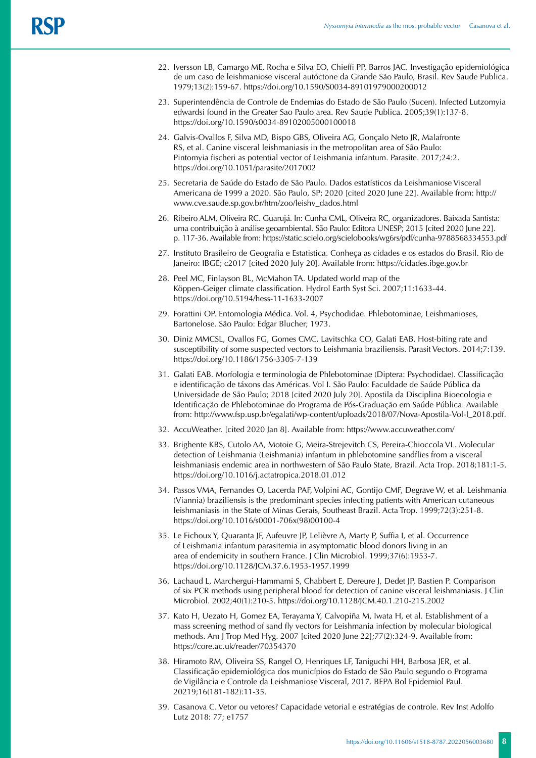22. Iversson LB, Camargo ME, Rocha e Silva EO, Chieffi PP, Barros JAC. Investigação epidemiológica de um caso de leishmaniose visceral autóctone da Grande São Paulo, Brasil. Rev Saude Publica. 1979;13(2):159-67. https://doi.org/10.1590/S0034-89101979000200012

23. Superintendência de Controle de Endemias do Estado de São Paulo (Sucen). Infected Lutzomyia edwardsi found in the Greater Sao Paulo area. Rev Saude Publica. 2005;39(1):137-8. https://doi.org/10.1590/s0034-89102005000100018

24. Galvis-Ovallos F, Silva MD, Bispo GBS, Oliveira AG, Gonçalo Neto JR, Malafronte RS, et al. Canine visceral leishmaniasis in the metropolitan area of São Paulo: Pintomyia fischeri as potential vector of Leishmania infantum. Parasite. 2017;24:2. https://doi.org/10.1051/parasite/2017002

25. Secretaria de Saúde do Estado de São Paulo. Dados estatísticos da Leishmaniose Visceral Americana de 1999 a 2020. São Paulo, SP; 2020 [cited 2020 June 22]. Available from: http://www.cve.saude.sp.gov.br/htm/zoo/leishv_dados.html

26. Ribeiro ALM, Oliveira RC. Guarujá. In: Cunha CML, Oliveira RC, organizadores. Baixada Santista: uma contribuição à análise geoambiental. São Paulo: Editora UNESP; 2015 [cited 2020 June 22]. p. 117-36. Available from: https://static.scielo.org/scielobooks/wg6rs/pdf/cunha-9788568334553.pdf

27. Instituto Brasileiro de Geografia e Estatistica. Conheça as cidades e os estados do Brasil. Rio de Janeiro: IBGE; c2017 [cited 2020 July 20]. Available from: https://cidades.ibge.gov.br

28. Peel MC, Finlayson BL, McMahon TA. Updated world map of the Köppen-Geiger climate classification. Hydrol Earth Syst Sci. 2007;11:1633-44. https://doi.org/10.5194/hess-11-1633-2007

29. Forattini OP. Entomologia Médica. Vol. 4, Psychodidae. Phlebotominae, Leishmanioses, Bartonelose. São Paulo: Edgar Blucher; 1973.

30. Diniz MMCSL, Ovallos FG, Gomes CMC, Lavitschka CO, Galati EAB. Host-biting rate and susceptibility of some suspected vectors to Leishmania braziliensis. Parasit Vectors. 2014;7:139. https://doi.org/10.1186/1756-3305-7-139

31. Galati EAB. Morfologia e terminologia de Phlebotominae (Diptera: Psychodidae). Classificação e identificação de táxons das Américas. Vol I. São Paulo: Faculdade de Saúde Pública da Universidade de São Paulo; 2018 [cited 2020 July 20]. Apostila da Disciplina Bioecologia e Identificação de Phlebotominae do Programa de Pós-Graduação em Saúde Pública. Available from: http://www.fsp.usp.br/egalati/wp-content/uploads/2018/07/Nova-Apostila-Vol-I_2018.pdf.

32. AccuWeather. [cited 2020 Jan 8]. Available from: https://www.accuweather.com/

33. Brighente KBS, Cutolo AA, Motoie G, Meira-Strejevitch CS, Pereira-Chioccola VL. Molecular detection of Leishmania (Leishmania) infantum in phlebotomine sandflies from a visceral leishmaniasis endemic area in northwestern of São Paulo State, Brazil. Acta Trop. 2018;181:1-5. https://doi.org/10.1016/j.actatropica.2018.01.012

34. Passos VMA, Fernandes O, Lacerda PAF, Volpini AC, Gontijo CMF, Degrave W, et al. Leishmania (Viannia) braziliensis is the predominant species infecting patients with American cutaneous leishmaniasis in the State of Minas Gerais, Southeast Brazil. Acta Trop. 1999;72(3):251-8. https://doi.org/10.1016/s0001-706x(98)00100-4

35. Le Fichoux Y, Quaranta JF, Aufeuvre JP, Lelièvre A, Marty P, Suffia I, et al. Occurrence of Leishmania infantum parasitemia in asymptomatic blood donors living in an area of endemicity in southern France. J Clin Microbiol. 1999;37(6):1953-7. https://doi.org/10.1128/JCM.37.6.1953-1957.1999

36. Lachaud L, Marchergui-Hammami S, Chabbert E, Dereure J, Dedet JP, Bastien P. Comparison of six PCR methods using peripheral blood for detection of canine visceral leishmaniasis. J Clin Microbiol. 2002;40(1):210-5. https://doi.org/10.1128/JCM.40.1.210-215.2002

37. Kato H, Uezato H, Gomez EA, Terayama Y, Calvopiña M, Iwata H, et al. Establishment of a mass screening method of sand fly vectors for Leishmania infection by molecular biological methods. Am J Trop Med Hyg. 2007 [cited 2020 June 22];77(2):324-9. Available from: https://core.ac.uk/reader/70354370

38. Hiramoto RM, Oliveira SS, Rangel O, Henriques LF, Taniguchi HH, Barbosa JER, et al. Classificação epidemiológica dos municípios do Estado de São Paulo segundo o Programa de Vigilância e Controle da Leishmaniose Visceral, 2017. BEPA Bol Epidemiol Paul. 20219;16(181-182):11-35.

39. Casanova C. Vetor ou vetores? Capacidade vetorial e estratégias de controle. Rev Inst Adolfo Lutz 2018: 77; e1757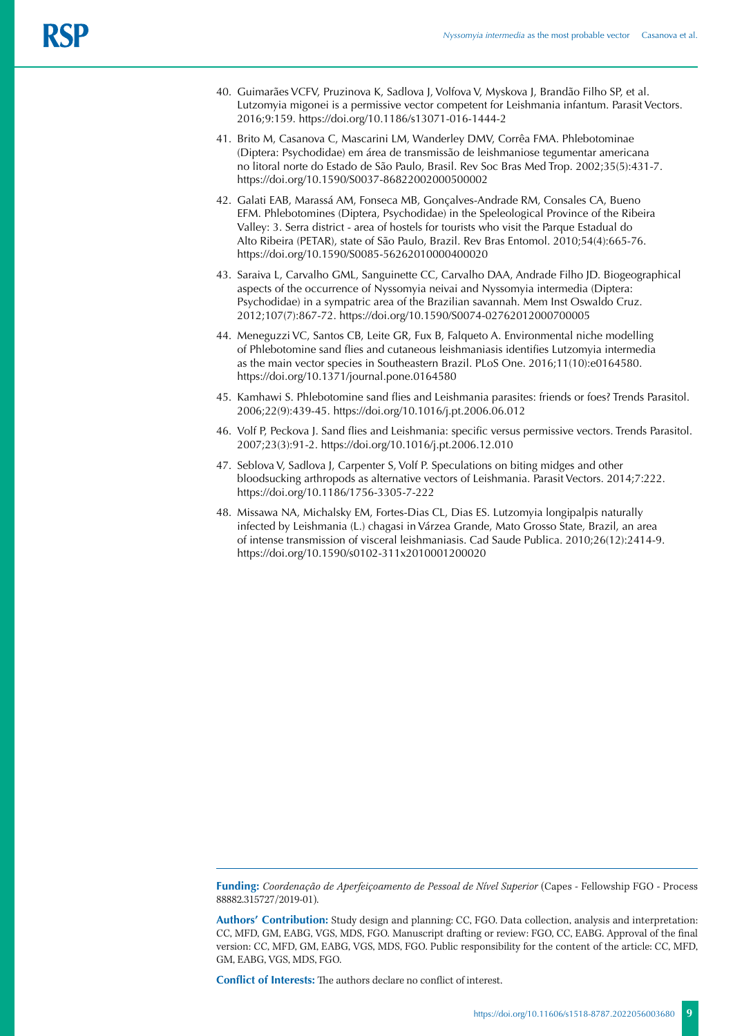40. Guimarães VCFV, Pruzinova K, Sadlova J, Volfova V, Myskova J, Brandão Filho SP, et al. Lutzomyia migonei is a permissive vector competent for Leishmania infantum. Parasit Vectors. 2016;9:159. https://doi.org/10.1186/s13071-016-1444-2

41. Brito M, Casanova C, Mascarini LM, Wanderley DMV, Corrêa FMA. Phlebotominae (Diptera: Psychodidae) em área de transmissão de leishmaniose tegumentar americana no litoral norte do Estado de São Paulo, Brasil. Rev Soc Bras Med Trop. 2002;35(5):431-7. https://doi.org/10.1590/S0037-86822002000500002

42. Galati EAB, Marassá AM, Fonseca MB, Gonçalves-Andrade RM, Consales CA, Bueno EFM. Phlebotomines (Diptera, Psychodidae) in the Speleological Province of the Ribeira Valley: 3. Serra district - area of hostels for tourists who visit the Parque Estadual do Alto Ribeira (PETAR), state of São Paulo, Brazil. Rev Bras Entomol. 2010;54(4):665-76. https://doi.org/10.1590/S0085-56262010000400020

43. Saraiva L, Carvalho GML, Sanguinette CC, Carvalho DAA, Andrade Filho JD. Biogeographical aspects of the occurrence of Nyssomyia neivai and Nyssomyia intermedia (Diptera: Psychodidae) in a sympatric area of the Brazilian savannah. Mem Inst Oswaldo Cruz. 2012;107(7):867-72. https://doi.org/10.1590/S0074-02762012000700005

44. Meneguzzi VC, Santos CB, Leite GR, Fux B, Falqueto A. Environmental niche modelling of Phlebotomine sand flies and cutaneous leishmaniasis identifies Lutzomyia intermedia as the main vector species in Southeastern Brazil. PLoS One. 2016;11(10):e0164580. https://doi.org/10.1371/journal.pone.0164580

45. Kamhawi S. Phlebotomine sand flies and Leishmania parasites: friends or foes? Trends Parasitol. 2006;22(9):439-45. https://doi.org/10.1016/j.pt.2006.06.012

46. Volf P, Peckova J. Sand flies and Leishmania: specific versus permissive vectors. Trends Parasitol. 2007;23(3):91-2. https://doi.org/10.1016/j.pt.2006.12.010

47. Seblova V, Sadlova J, Carpenter S, Volf P. Speculations on biting midges and other bloodsucking arthropods as alternative vectors of Leishmania. Parasit Vectors. 2014;7:222. https://doi.org/10.1186/1756-3305-7-222

48. Missawa NA, Michalsky EM, Fortes-Dias CL, Dias ES. Lutzomyia longipalpis naturally infected by Leishmania (L.) chagasi in Várzea Grande, Mato Grosso State, Brazil, an area of intense transmission of visceral leishmaniasis. Cad Saude Publica. 2010;26(12):2414-9. https://doi.org/10.1590/s0102-311x2010001200020

---

**Funding:** *Coordenação de Aperfeiçoamento de Pessoal de Nível Superior* (Capes - Fellowship FGO - Process 88882.315727/2019-01).

**Authors' Contribution:** Study design and planning: CC, FGO. Data collection, analysis and interpretation: CC, MFD, GM, EABG, VGS, MDS, FGO. Manuscript drafting or review: FGO, CC, EABG. Approval of the final version: CC, MFD, GM, EABG, VGS, MDS, FGO. Public responsibility for the content of the article: CC, MFD, GM, EABG, VGS, MDS, FGO.

**Conflict of Interests:** The authors declare no conflict of interest.